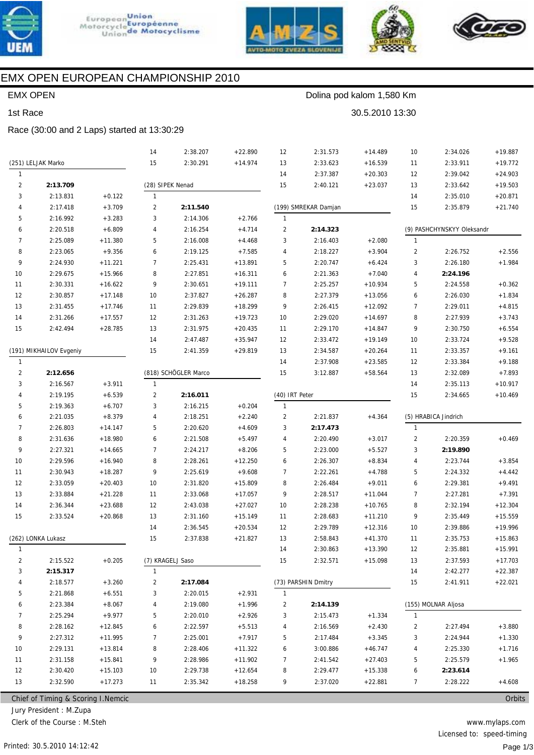# EMX OPEN EUROPEAN CHAMPIONSHIP 2010

EMX OPEN — Dolina pod kalom 1,580 Km

1st Race — 30.5.2010 13:30

Race (30:00 and 2 Laps) started at 13:30:29

### (251) LELJAK Marko

| Lap | Time | Gap |
|---|---|---|
| 1 | | |
| 2 | **2:13.709** | |
| 3 | 2:13.831 | +0.122 |
| 4 | 2:17.418 | +3.709 |
| 5 | 2:16.992 | +3.283 |
| 6 | 2:20.518 | +6.809 |
| 7 | 2:25.089 | +11.380 |
| 8 | 2:23.065 | +9.356 |
| 9 | 2:24.930 | +11.221 |
| 10 | 2:29.675 | +15.966 |
| 11 | 2:30.331 | +16.622 |
| 12 | 2:30.857 | +17.148 |
| 13 | 2:31.455 | +17.746 |
| 14 | 2:31.266 | +17.557 |
| 15 | 2:42.494 | +28.785 |

### (191) MIKHAILOV Evgeniy

| Lap | Time | Gap |
|---|---|---|
| 1 | | |
| 2 | **2:12.656** | |
| 3 | 2:16.567 | +3.911 |
| 4 | 2:19.195 | +6.539 |
| 5 | 2:19.363 | +6.707 |
| 6 | 2:21.035 | +8.379 |
| 7 | 2:26.803 | +14.147 |
| 8 | 2:31.636 | +18.980 |
| 9 | 2:27.321 | +14.665 |
| 10 | 2:29.596 | +16.940 |
| 11 | 2:30.943 | +18.287 |
| 12 | 2:33.059 | +20.403 |
| 13 | 2:33.884 | +21.228 |
| 14 | 2:36.344 | +23.688 |
| 15 | 2:33.524 | +20.868 |

### (262) LONKA Lukasz

| Lap | Time | Gap |
|---|---|---|
| 1 | | |
| 2 | 2:15.522 | +0.205 |
| 3 | **2:15.317** | |
| 4 | 2:18.577 | +3.260 |
| 5 | 2:21.868 | +6.551 |
| 6 | 2:23.384 | +8.067 |
| 7 | 2:25.294 | +9.977 |
| 8 | 2:28.162 | +12.845 |
| 9 | 2:27.312 | +11.995 |
| 10 | 2:29.131 | +13.814 |
| 11 | 2:31.158 | +15.841 |
| 12 | 2:30.420 | +15.103 |
| 13 | 2:32.590 | +17.273 |
| 14 | 2:38.207 | +22.890 |
| 15 | 2:30.291 | +14.974 |

### (28) SIPEK Nenad

| Lap | Time | Gap |
|---|---|---|
| 1 | | |
| 2 | **2:11.540** | |
| 3 | 2:14.306 | +2.766 |
| 4 | 2:16.254 | +4.714 |
| 5 | 2:16.008 | +4.468 |
| 6 | 2:19.125 | +7.585 |
| 7 | 2:25.431 | +13.891 |
| 8 | 2:27.851 | +16.311 |
| 9 | 2:30.651 | +19.111 |
| 10 | 2:37.827 | +26.287 |
| 11 | 2:29.839 | +18.299 |
| 12 | 2:31.263 | +19.723 |
| 13 | 2:31.975 | +20.435 |
| 14 | 2:47.487 | +35.947 |
| 15 | 2:41.359 | +29.819 |

### (818) SCHÖGLER Marco

| Lap | Time | Gap |
|---|---|---|
| 1 | | |
| 2 | **2:16.011** | |
| 3 | 2:16.215 | +0.204 |
| 4 | 2:18.251 | +2.240 |
| 5 | 2:20.620 | +4.609 |
| 6 | 2:21.508 | +5.497 |
| 7 | 2:24.217 | +8.206 |
| 8 | 2:28.261 | +12.250 |
| 9 | 2:25.619 | +9.608 |
| 10 | 2:31.820 | +15.809 |
| 11 | 2:33.068 | +17.057 |
| 12 | 2:43.038 | +27.027 |
| 13 | 2:31.160 | +15.149 |
| 14 | 2:36.545 | +20.534 |
| 15 | 2:37.838 | +21.827 |

### (7) KRAGELJ Saso

| Lap | Time | Gap |
|---|---|---|
| 1 | | |
| 2 | **2:17.084** | |
| 3 | 2:20.015 | +2.931 |
| 4 | 2:19.080 | +1.996 |
| 5 | 2:20.010 | +2.926 |
| 6 | 2:22.597 | +5.513 |
| 7 | 2:25.001 | +7.917 |
| 8 | 2:28.406 | +11.322 |
| 9 | 2:28.986 | +11.902 |
| 10 | 2:29.738 | +12.654 |
| 11 | 2:35.342 | +18.258 |
| 12 | 2:31.573 | +14.489 |
| 13 | 2:33.623 | +16.539 |
| 14 | 2:37.387 | +20.303 |
| 15 | 2:40.121 | +23.037 |

### (199) SMREKAR Damjan

| Lap | Time | Gap |
|---|---|---|
| 1 | | |
| 2 | **2:14.323** | |
| 3 | 2:16.403 | +2.080 |
| 4 | 2:18.227 | +3.904 |
| 5 | 2:20.747 | +6.424 |
| 6 | 2:21.363 | +7.040 |
| 7 | 2:25.257 | +10.934 |
| 8 | 2:27.379 | +13.056 |
| 9 | 2:26.415 | +12.092 |
| 10 | 2:29.020 | +14.697 |
| 11 | 2:29.170 | +14.847 |
| 12 | 2:33.472 | +19.149 |
| 13 | 2:34.587 | +20.264 |
| 14 | 2:37.908 | +23.585 |
| 15 | 3:12.887 | +58.564 |

### (40) IRT Peter

| Lap | Time | Gap |
|---|---|---|
| 1 | | |
| 2 | 2:21.837 | +4.364 |
| 3 | **2:17.473** | |
| 4 | 2:20.490 | +3.017 |
| 5 | 2:23.000 | +5.527 |
| 6 | 2:26.307 | +8.834 |
| 7 | 2:22.261 | +4.788 |
| 8 | 2:26.484 | +9.011 |
| 9 | 2:28.517 | +11.044 |
| 10 | 2:28.238 | +10.765 |
| 11 | 2:28.683 | +11.210 |
| 12 | 2:29.789 | +12.316 |
| 13 | 2:58.843 | +41.370 |
| 14 | 2:30.863 | +13.390 |
| 15 | 2:32.571 | +15.098 |

### (73) PARSHIN Dmitry

| Lap | Time | Gap |
|---|---|---|
| 1 | | |
| 2 | **2:14.139** | |
| 3 | 2:15.473 | +1.334 |
| 4 | 2:16.569 | +2.430 |
| 5 | 2:17.484 | +3.345 |
| 6 | 3:00.886 | +46.747 |
| 7 | 2:41.542 | +27.403 |
| 8 | 2:29.477 | +15.338 |
| 9 | 2:37.020 | +22.881 |
| 10 | 2:34.026 | +19.887 |
| 11 | 2:33.911 | +19.772 |
| 12 | 2:39.042 | +24.903 |
| 13 | 2:33.642 | +19.503 |
| 14 | 2:35.010 | +20.871 |
| 15 | 2:35.879 | +21.740 |

### (9) PASHCHYNSKYY Oleksandr

| Lap | Time | Gap |
|---|---|---|
| 1 | | |
| 2 | 2:26.752 | +2.556 |
| 3 | 2:26.180 | +1.984 |
| 4 | **2:24.196** | |
| 5 | 2:24.558 | +0.362 |
| 6 | 2:26.030 | +1.834 |
| 7 | 2:29.011 | +4.815 |
| 8 | 2:27.939 | +3.743 |
| 9 | 2:30.750 | +6.554 |
| 10 | 2:33.724 | +9.528 |
| 11 | 2:33.357 | +9.161 |
| 12 | 2:33.384 | +9.188 |
| 13 | 2:32.089 | +7.893 |
| 14 | 2:35.113 | +10.917 |
| 15 | 2:34.665 | +10.469 |

### (5) HRABICA Jindrich

| Lap | Time | Gap |
|---|---|---|
| 1 | | |
| 2 | 2:20.359 | +0.469 |
| 3 | **2:19.890** | |
| 4 | 2:23.744 | +3.854 |
| 5 | 2:24.332 | +4.442 |
| 6 | 2:29.381 | +9.491 |
| 7 | 2:27.281 | +7.391 |
| 8 | 2:32.194 | +12.304 |
| 9 | 2:35.449 | +15.559 |
| 10 | 2:39.886 | +19.996 |
| 11 | 2:35.753 | +15.863 |
| 12 | 2:35.881 | +15.991 |
| 13 | 2:37.593 | +17.703 |
| 14 | 2:42.277 | +22.387 |
| 15 | 2:41.911 | +22.021 |

### (155) MOLNAR Aljosa

| Lap | Time | Gap |
|---|---|---|
| 1 | | |
| 2 | 2:27.494 | +3.880 |
| 3 | 2:24.944 | +1.330 |
| 4 | 2:25.330 | +1.716 |
| 5 | 2:25.579 | +1.965 |
| 6 | **2:23.614** | |
| 7 | 2:28.222 | +4.608 |

Chief of Timing & Scoring I.Nemcic — Orbits

Jury President : M.Zupa

Clerk of the Course : M.Steh

www.mylaps.com

Licensed to: speed-timing

Printed: 30.5.2010 14:12:42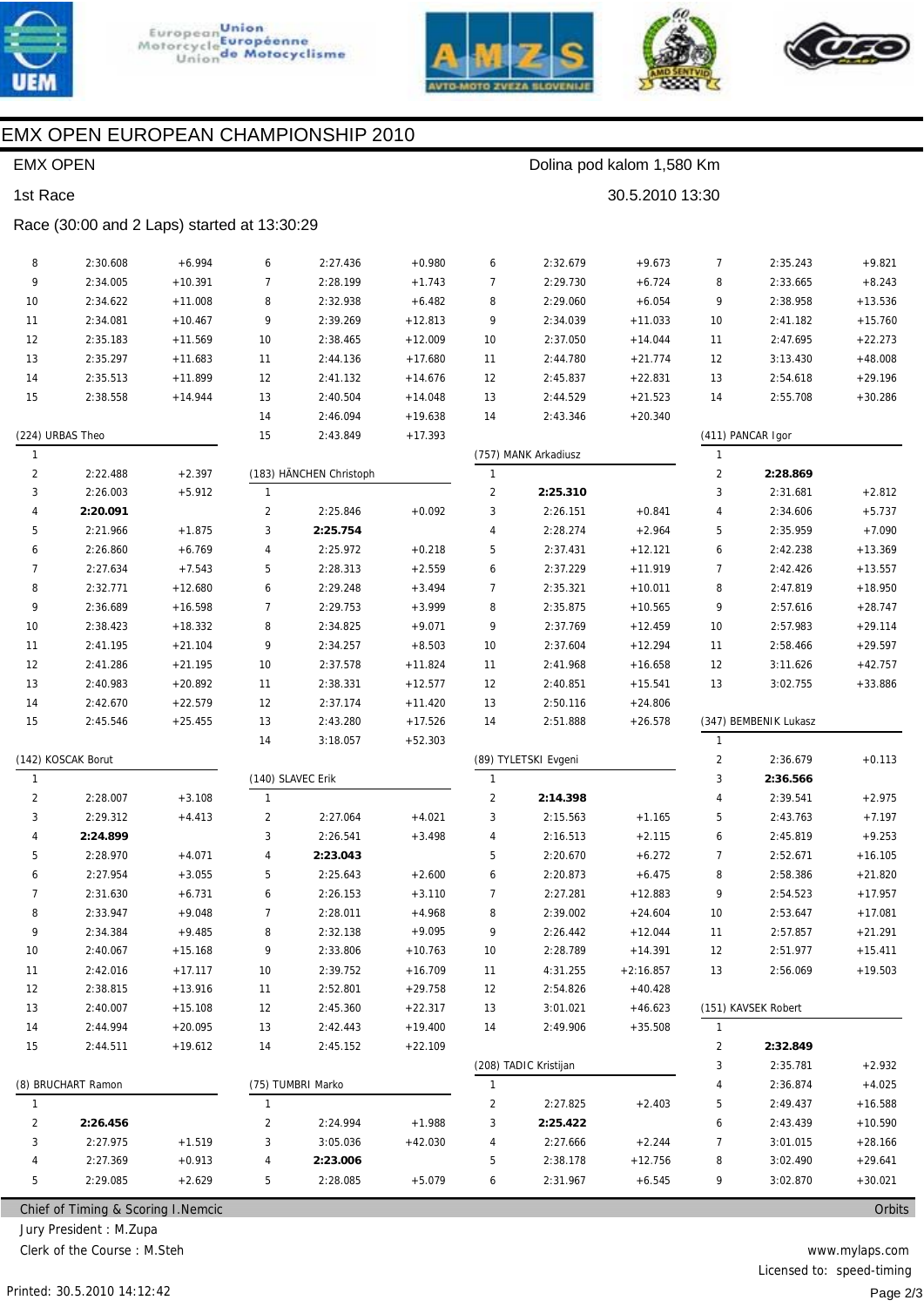# EMX OPEN EUROPEAN CHAMPIONSHIP 2010

EMX OPEN

Dolina pod kalom 1,580 Km

1st Race

30.5.2010 13:30

Race (30:00 and 2 Laps) started at 13:30:29

| | | |
|---|---|---|
| 8 | 2:30.608 | +6.994 |
| 9 | 2:34.005 | +10.391 |
| 10 | 2:34.622 | +11.008 |
| 11 | 2:34.081 | +10.467 |
| 12 | 2:35.183 | +11.569 |
| 13 | 2:35.297 | +11.683 |
| 14 | 2:35.513 | +11.899 |
| 15 | 2:38.558 | +14.944 |

(224) URBAS Theo

| | | |
|---|---|---|
| 1 | | |
| 2 | 2:22.488 | +2.397 |
| 3 | 2:26.003 | +5.912 |
| 4 | **2:20.091** | |
| 5 | 2:21.966 | +1.875 |
| 6 | 2:26.860 | +6.769 |
| 7 | 2:27.634 | +7.543 |
| 8 | 2:32.771 | +12.680 |
| 9 | 2:36.689 | +16.598 |
| 10 | 2:38.423 | +18.332 |
| 11 | 2:41.195 | +21.104 |
| 12 | 2:41.286 | +21.195 |
| 13 | 2:40.983 | +20.892 |
| 14 | 2:42.670 | +22.579 |
| 15 | 2:45.546 | +25.455 |

(142) KOSCAK Borut

| | | |
|---|---|---|
| 1 | | |
| 2 | 2:28.007 | +3.108 |
| 3 | 2:29.312 | +4.413 |
| 4 | **2:24.899** | |
| 5 | 2:28.970 | +4.071 |
| 6 | 2:27.954 | +3.055 |
| 7 | 2:31.630 | +6.731 |
| 8 | 2:33.947 | +9.048 |
| 9 | 2:34.384 | +9.485 |
| 10 | 2:40.067 | +15.168 |
| 11 | 2:42.016 | +17.117 |
| 12 | 2:38.815 | +13.916 |
| 13 | 2:40.007 | +15.108 |
| 14 | 2:44.994 | +20.095 |
| 15 | 2:44.511 | +19.612 |

(8) BRUCHART Ramon

| | | |
|---|---|---|
| 1 | | |
| 2 | **2:26.456** | |
| 3 | 2:27.975 | +1.519 |
| 4 | 2:27.369 | +0.913 |
| 5 | 2:29.085 | +2.629 |

| | | |
|---|---|---|
| 6 | 2:27.436 | +0.980 |
| 7 | 2:28.199 | +1.743 |
| 8 | 2:32.938 | +6.482 |
| 9 | 2:39.269 | +12.813 |
| 10 | 2:38.465 | +12.009 |
| 11 | 2:44.136 | +17.680 |
| 12 | 2:41.132 | +14.676 |
| 13 | 2:40.504 | +14.048 |
| 14 | 2:46.094 | +19.638 |
| 15 | 2:43.849 | +17.393 |

(183) HÄNCHEN Christoph

| | | |
|---|---|---|
| 1 | | |
| 2 | 2:25.846 | +0.092 |
| 3 | **2:25.754** | |
| 4 | 2:25.972 | +0.218 |
| 5 | 2:28.313 | +2.559 |
| 6 | 2:29.248 | +3.494 |
| 7 | 2:29.753 | +3.999 |
| 8 | 2:34.825 | +9.071 |
| 9 | 2:34.257 | +8.503 |
| 10 | 2:37.578 | +11.824 |
| 11 | 2:38.331 | +12.577 |
| 12 | 2:37.174 | +11.420 |
| 13 | 2:43.280 | +17.526 |
| 14 | 3:18.057 | +52.303 |

(140) SLAVEC Erik

| | | |
|---|---|---|
| 1 | | |
| 2 | 2:27.064 | +4.021 |
| 3 | 2:26.541 | +3.498 |
| 4 | **2:23.043** | |
| 5 | 2:25.643 | +2.600 |
| 6 | 2:26.153 | +3.110 |
| 7 | 2:28.011 | +4.968 |
| 8 | 2:32.138 | +9.095 |
| 9 | 2:33.806 | +10.763 |
| 10 | 2:39.752 | +16.709 |
| 11 | 2:52.801 | +29.758 |
| 12 | 2:45.360 | +22.317 |
| 13 | 2:42.443 | +19.400 |
| 14 | 2:45.152 | +22.109 |

(75) TUMBRI Marko

| | | |
|---|---|---|
| 1 | | |
| 2 | 2:24.994 | +1.988 |
| 3 | 3:05.036 | +42.030 |
| 4 | **2:23.006** | |
| 5 | 2:28.085 | +5.079 |

| | | |
|---|---|---|
| 6 | 2:32.679 | +9.673 |
| 7 | 2:29.730 | +6.724 |
| 8 | 2:29.060 | +6.054 |
| 9 | 2:34.039 | +11.033 |
| 10 | 2:37.050 | +14.044 |
| 11 | 2:44.780 | +21.774 |
| 12 | 2:45.837 | +22.831 |
| 13 | 2:44.529 | +21.523 |
| 14 | 2:43.346 | +20.340 |

(757) MANK Arkadiusz

| | | |
|---|---|---|
| 1 | | |
| 2 | **2:25.310** | |
| 3 | 2:26.151 | +0.841 |
| 4 | 2:28.274 | +2.964 |
| 5 | 2:37.431 | +12.121 |
| 6 | 2:37.229 | +11.919 |
| 7 | 2:35.321 | +10.011 |
| 8 | 2:35.875 | +10.565 |
| 9 | 2:37.769 | +12.459 |
| 10 | 2:37.604 | +12.294 |
| 11 | 2:41.968 | +16.658 |
| 12 | 2:40.851 | +15.541 |
| 13 | 2:50.116 | +24.806 |
| 14 | 2:51.888 | +26.578 |

(89) TYLETSKI Evgeni

| | | |
|---|---|---|
| 1 | | |
| 2 | **2:14.398** | |
| 3 | 2:15.563 | +1.165 |
| 4 | 2:16.513 | +2.115 |
| 5 | 2:20.670 | +6.272 |
| 6 | 2:20.873 | +6.475 |
| 7 | 2:27.281 | +12.883 |
| 8 | 2:39.002 | +24.604 |
| 9 | 2:26.442 | +12.044 |
| 10 | 2:28.789 | +14.391 |
| 11 | 4:31.255 | +2:16.857 |
| 12 | 2:54.826 | +40.428 |
| 13 | 3:01.021 | +46.623 |
| 14 | 2:49.906 | +35.508 |

(208) TADIC Kristijan

| | | |
|---|---|---|
| 1 | | |
| 2 | 2:27.825 | +2.403 |
| 3 | **2:25.422** | |
| 4 | 2:27.666 | +2.244 |
| 5 | 2:38.178 | +12.756 |
| 6 | 2:31.967 | +6.545 |

| | | |
|---|---|---|
| 7 | 2:35.243 | +9.821 |
| 8 | 2:33.665 | +8.243 |
| 9 | 2:38.958 | +13.536 |
| 10 | 2:41.182 | +15.760 |
| 11 | 2:47.695 | +22.273 |
| 12 | 3:13.430 | +48.008 |
| 13 | 2:54.618 | +29.196 |
| 14 | 2:55.708 | +30.286 |

(411) PANCAR Igor

| | | |
|---|---|---|
| 1 | | |
| 2 | **2:28.869** | |
| 3 | 2:31.681 | +2.812 |
| 4 | 2:34.606 | +5.737 |
| 5 | 2:35.959 | +7.090 |
| 6 | 2:42.238 | +13.369 |
| 7 | 2:42.426 | +13.557 |
| 8 | 2:47.819 | +18.950 |
| 9 | 2:57.616 | +28.747 |
| 10 | 2:57.983 | +29.114 |
| 11 | 2:58.466 | +29.597 |
| 12 | 3:11.626 | +42.757 |
| 13 | 3:02.755 | +33.886 |

(347) BEMBENIK Lukasz

| | | |
|---|---|---|
| 1 | | |
| 2 | 2:36.679 | +0.113 |
| 3 | **2:36.566** | |
| 4 | 2:39.541 | +2.975 |
| 5 | 2:43.763 | +7.197 |
| 6 | 2:45.819 | +9.253 |
| 7 | 2:52.671 | +16.105 |
| 8 | 2:58.386 | +21.820 |
| 9 | 2:54.523 | +17.957 |
| 10 | 2:53.647 | +17.081 |
| 11 | 2:57.857 | +21.291 |
| 12 | 2:51.977 | +15.411 |
| 13 | 2:56.069 | +19.503 |

(151) KAVSEK Robert

| | | |
|---|---|---|
| 1 | | |
| 2 | **2:32.849** | |
| 3 | 2:35.781 | +2.932 |
| 4 | 2:36.874 | +4.025 |
| 5 | 2:49.437 | +16.588 |
| 6 | 2:43.439 | +10.590 |
| 7 | 3:01.015 | +28.166 |
| 8 | 3:02.490 | +29.641 |
| 9 | 3:02.870 | +30.021 |

Chief of Timing & Scoring I.Nemcic

Jury President : M.Zupa

Clerk of the Course : M.Steh

Orbits

www.mylaps.com

Licensed to: speed-timing

Printed: 30.5.2010 14:12:42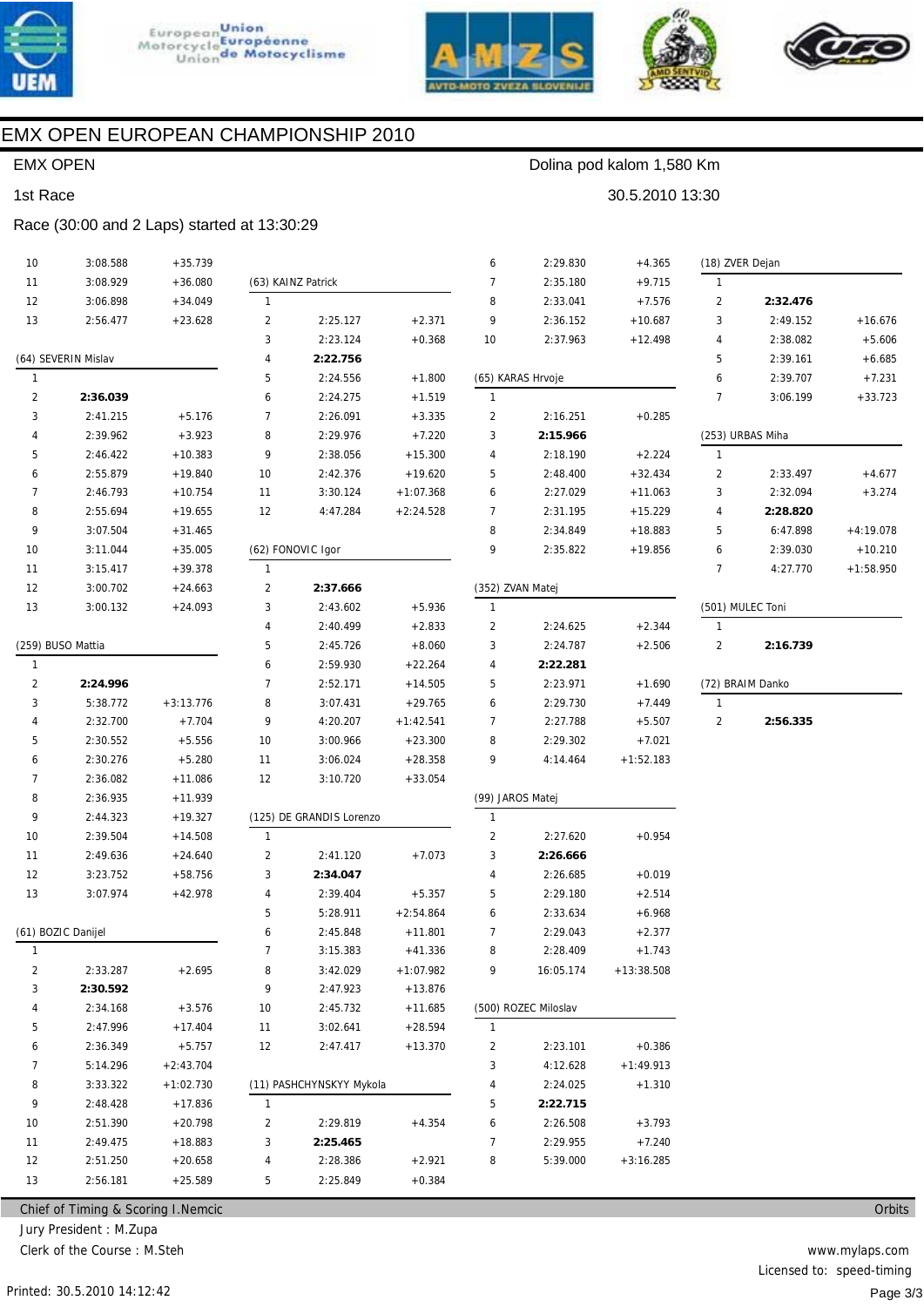# EMX OPEN EUROPEAN CHAMPIONSHIP 2010

EMX OPEN — Dolina pod kalom 1,580 Km

1st Race — 30.5.2010 13:30

Race (30:00 and 2 Laps) started at 13:30:29

| | | |
|---|---|---|
| 10 | 3:08.588 | +35.739 |
| 11 | 3:08.929 | +36.080 |
| 12 | 3:06.898 | +34.049 |
| 13 | 2:56.477 | +23.628 |

(64) SEVERIN Mislav

| | | |
|---|---|---|
| 1 | | |
| 2 | **2:36.039** | |
| 3 | 2:41.215 | +5.176 |
| 4 | 2:39.962 | +3.923 |
| 5 | 2:46.422 | +10.383 |
| 6 | 2:55.879 | +19.840 |
| 7 | 2:46.793 | +10.754 |
| 8 | 2:55.694 | +19.655 |
| 9 | 3:07.504 | +31.465 |
| 10 | 3:11.044 | +35.005 |
| 11 | 3:15.417 | +39.378 |
| 12 | 3:00.702 | +24.663 |
| 13 | 3:00.132 | +24.093 |

(259) BUSO Mattia

| | | |
|---|---|---|
| 1 | | |
| 2 | **2:24.996** | |
| 3 | 5:38.772 | +3:13.776 |
| 4 | 2:32.700 | +7.704 |
| 5 | 2:30.552 | +5.556 |
| 6 | 2:30.276 | +5.280 |
| 7 | 2:36.082 | +11.086 |
| 8 | 2:36.935 | +11.939 |
| 9 | 2:44.323 | +19.327 |
| 10 | 2:39.504 | +14.508 |
| 11 | 2:49.636 | +24.640 |
| 12 | 3:23.752 | +58.756 |
| 13 | 3:07.974 | +42.978 |

(61) BOZIC Danijel

| | | |
|---|---|---|
| 1 | | |
| 2 | 2:33.287 | +2.695 |
| 3 | **2:30.592** | |
| 4 | 2:34.168 | +3.576 |
| 5 | 2:47.996 | +17.404 |
| 6 | 2:36.349 | +5.757 |
| 7 | 5:14.296 | +2:43.704 |
| 8 | 3:33.322 | +1:02.730 |
| 9 | 2:48.428 | +17.836 |
| 10 | 2:51.390 | +20.798 |
| 11 | 2:49.475 | +18.883 |
| 12 | 2:51.250 | +20.658 |
| 13 | 2:56.181 | +25.589 |

(63) KAINZ Patrick

| | | |
|---|---|---|
| 1 | | |
| 2 | 2:25.127 | +2.371 |
| 3 | 2:23.124 | +0.368 |
| 4 | **2:22.756** | |
| 5 | 2:24.556 | +1.800 |
| 6 | 2:24.275 | +1.519 |
| 7 | 2:26.091 | +3.335 |
| 8 | 2:29.976 | +7.220 |
| 9 | 2:38.056 | +15.300 |
| 10 | 2:42.376 | +19.620 |
| 11 | 3:30.124 | +1:07.368 |
| 12 | 4:47.284 | +2:24.528 |

(62) FONOVIC Igor

| | | |
|---|---|---|
| 1 | | |
| 2 | **2:37.666** | |
| 3 | 2:43.602 | +5.936 |
| 4 | 2:40.499 | +2.833 |
| 5 | 2:45.726 | +8.060 |
| 6 | 2:59.930 | +22.264 |
| 7 | 2:52.171 | +14.505 |
| 8 | 3:07.431 | +29.765 |
| 9 | 4:20.207 | +1:42.541 |
| 10 | 3:00.966 | +23.300 |
| 11 | 3:06.024 | +28.358 |
| 12 | 3:10.720 | +33.054 |

(125) DE GRANDIS Lorenzo

| | | |
|---|---|---|
| 1 | | |
| 2 | 2:41.120 | +7.073 |
| 3 | **2:34.047** | |
| 4 | 2:39.404 | +5.357 |
| 5 | 5:28.911 | +2:54.864 |
| 6 | 2:45.848 | +11.801 |
| 7 | 3:15.383 | +41.336 |
| 8 | 3:42.029 | +1:07.982 |
| 9 | 2:47.923 | +13.876 |
| 10 | 2:45.732 | +11.685 |
| 11 | 3:02.641 | +28.594 |
| 12 | 2:47.417 | +13.370 |

(11) PASHCHYNSKYY Mykola

| | | |
|---|---|---|
| 1 | | |
| 2 | 2:29.819 | +4.354 |
| 3 | **2:25.465** | |
| 4 | 2:28.386 | +2.921 |
| 5 | 2:25.849 | +0.384 |
| 6 | 2:29.830 | +4.365 |
| 7 | 2:35.180 | +9.715 |
| 8 | 2:33.041 | +7.576 |
| 9 | 2:36.152 | +10.687 |
| 10 | 2:37.963 | +12.498 |

(65) KARAS Hrvoje

| | | |
|---|---|---|
| 1 | | |
| 2 | 2:16.251 | +0.285 |
| 3 | **2:15.966** | |
| 4 | 2:18.190 | +2.224 |
| 5 | 2:48.400 | +32.434 |
| 6 | 2:27.029 | +11.063 |
| 7 | 2:31.195 | +15.229 |
| 8 | 2:34.849 | +18.883 |
| 9 | 2:35.822 | +19.856 |

(352) ZVAN Matej

| | | |
|---|---|---|
| 1 | | |
| 2 | 2:24.625 | +2.344 |
| 3 | 2:24.787 | +2.506 |
| 4 | **2:22.281** | |
| 5 | 2:23.971 | +1.690 |
| 6 | 2:29.730 | +7.449 |
| 7 | 2:27.788 | +5.507 |
| 8 | 2:29.302 | +7.021 |
| 9 | 4:14.464 | +1:52.183 |

(99) JAROS Matej

| | | |
|---|---|---|
| 1 | | |
| 2 | 2:27.620 | +0.954 |
| 3 | **2:26.666** | |
| 4 | 2:26.685 | +0.019 |
| 5 | 2:29.180 | +2.514 |
| 6 | 2:33.634 | +6.968 |
| 7 | 2:29.043 | +2.377 |
| 8 | 2:28.409 | +1.743 |
| 9 | 16:05.174 | +13:38.508 |

(500) ROZEC Miloslav

| | | |
|---|---|---|
| 1 | | |
| 2 | 2:23.101 | +0.386 |
| 3 | 4:12.628 | +1:49.913 |
| 4 | 2:24.025 | +1.310 |
| 5 | **2:22.715** | |
| 6 | 2:26.508 | +3.793 |
| 7 | 2:29.955 | +7.240 |
| 8 | 5:39.000 | +3:16.285 |

(18) ZVER Dejan

| | | |
|---|---|---|
| 1 | | |
| 2 | **2:32.476** | |
| 3 | 2:49.152 | +16.676 |
| 4 | 2:38.082 | +5.606 |
| 5 | 2:39.161 | +6.685 |
| 6 | 2:39.707 | +7.231 |
| 7 | 3:06.199 | +33.723 |

(253) URBAS Miha

| | | |
|---|---|---|
| 1 | | |
| 2 | 2:33.497 | +4.677 |
| 3 | 2:32.094 | +3.274 |
| 4 | **2:28.820** | |
| 5 | 6:47.898 | +4:19.078 |
| 6 | 2:39.030 | +10.210 |
| 7 | 4:27.770 | +1:58.950 |

(501) MULEC Toni

| | | |
|---|---|---|
| 1 | | |
| 2 | **2:16.739** | |

(72) BRAIM Danko

| | | |
|---|---|---|
| 1 | | |
| 2 | **2:56.335** | |

Chief of Timing & Scoring I.Nemcic — Orbits

Jury President : M.Zupa

Clerk of the Course : M.Steh

www.mylaps.com

Licensed to: speed-timing

Printed: 30.5.2010 14:12:42